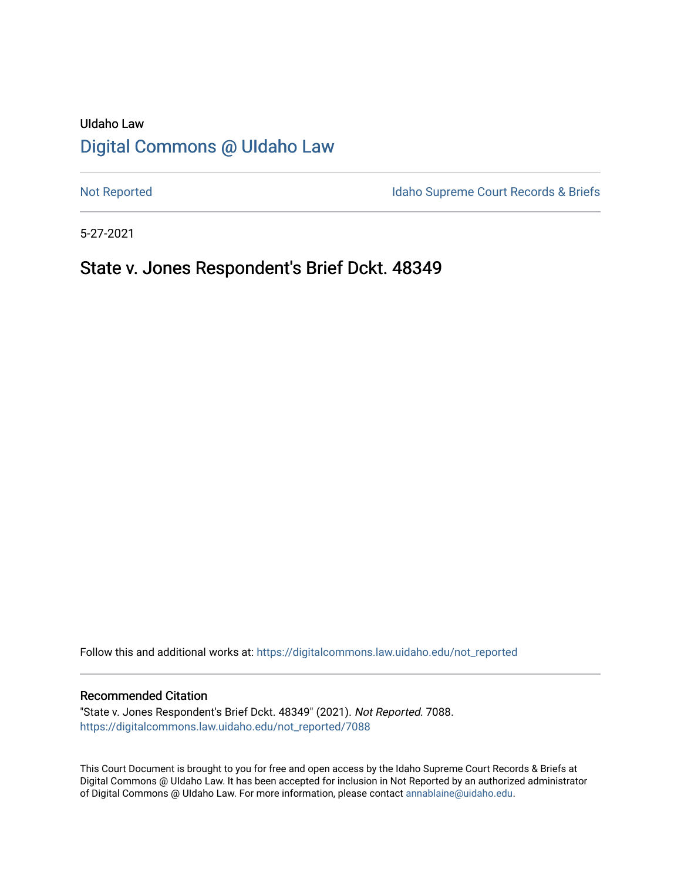UIdaho Law

# Digital Commons @ UIdaho Law

Not Reported

Idaho Supreme Court Records & Briefs

5-27-2021

## State v. Jones Respondent's Brief Dckt. 48349

Follow this and additional works at: https://digitalcommons.law.uidaho.edu/not_reported

### Recommended Citation

"State v. Jones Respondent's Brief Dckt. 48349" (2021). *Not Reported.* 7088.
https://digitalcommons.law.uidaho.edu/not_reported/7088

This Court Document is brought to you for free and open access by the Idaho Supreme Court Records & Briefs at Digital Commons @ UIdaho Law. It has been accepted for inclusion in Not Reported by an authorized administrator of Digital Commons @ UIdaho Law. For more information, please contact annablaine@uidaho.edu.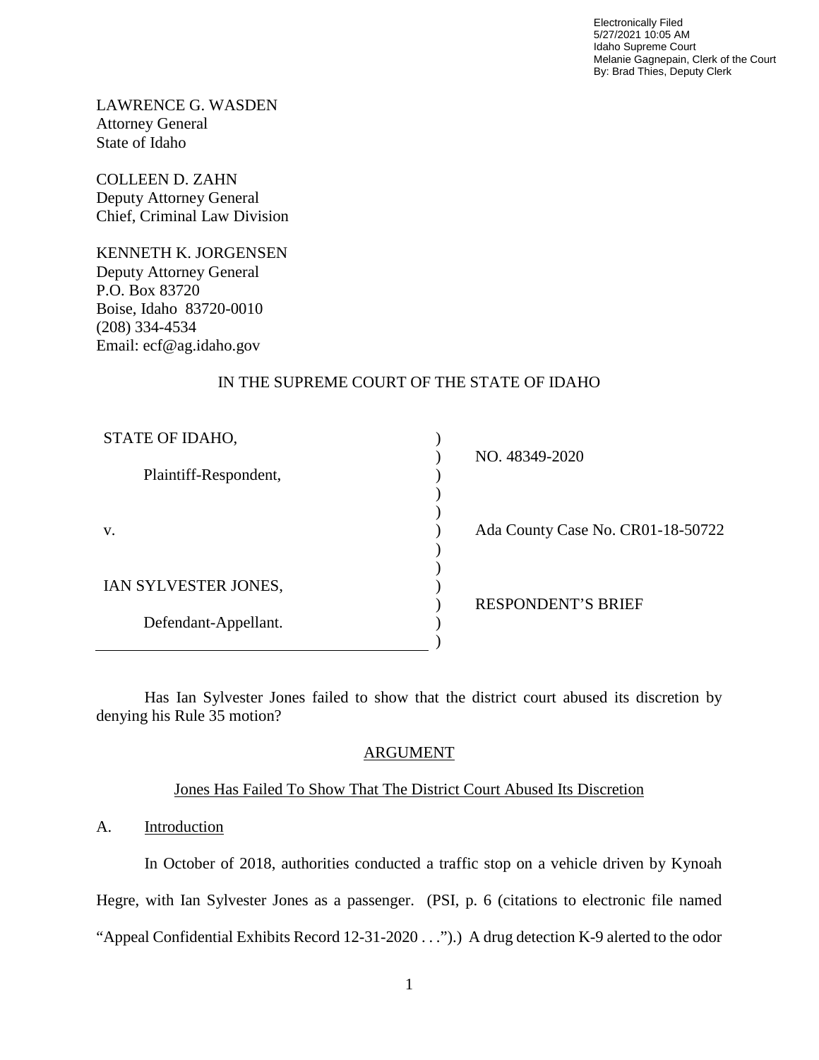Electronically Filed
5/27/2021 10:05 AM
Idaho Supreme Court
Melanie Gagnepain, Clerk of the Court
By: Brad Thies, Deputy Clerk

LAWRENCE G. WASDEN
Attorney General
State of Idaho

COLLEEN D. ZAHN
Deputy Attorney General
Chief, Criminal Law Division

KENNETH K. JORGENSEN
Deputy Attorney General
P.O. Box 83720
Boise, Idaho 83720-0010
(208) 334-4534
Email: ecf@ag.idaho.gov

IN THE SUPREME COURT OF THE STATE OF IDAHO

| | | |
|---|---|---|
| STATE OF IDAHO, | ) | NO. 48349-2020 |
| Plaintiff-Respondent, | ) | |
| v. | ) | Ada County Case No. CR01-18-50722 |
| IAN SYLVESTER JONES, | ) | RESPONDENT'S BRIEF |
| Defendant-Appellant. | ) | |

Has Ian Sylvester Jones failed to show that the district court abused its discretion by denying his Rule 35 motion?

## ARGUMENT

### Jones Has Failed To Show That The District Court Abused Its Discretion

A. Introduction

In October of 2018, authorities conducted a traffic stop on a vehicle driven by Kynoah Hegre, with Ian Sylvester Jones as a passenger. (PSI, p. 6 (citations to electronic file named "Appeal Confidential Exhibits Record 12-31-2020 . . .").) A drug detection K-9 alerted to the odor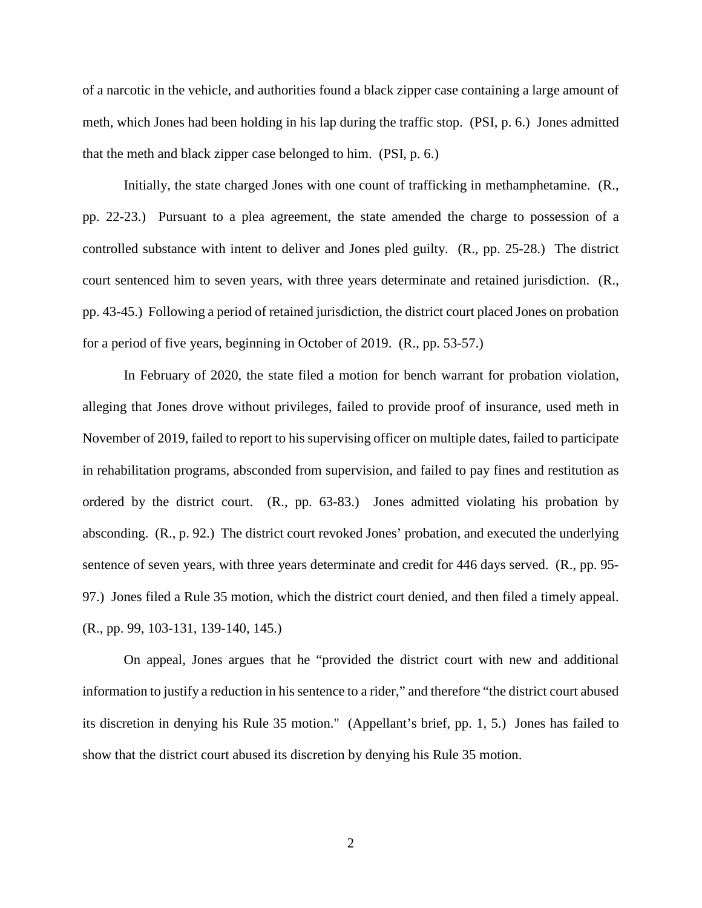of a narcotic in the vehicle, and authorities found a black zipper case containing a large amount of meth, which Jones had been holding in his lap during the traffic stop. (PSI, p. 6.) Jones admitted that the meth and black zipper case belonged to him. (PSI, p. 6.)

Initially, the state charged Jones with one count of trafficking in methamphetamine. (R., pp. 22-23.) Pursuant to a plea agreement, the state amended the charge to possession of a controlled substance with intent to deliver and Jones pled guilty. (R., pp. 25-28.) The district court sentenced him to seven years, with three years determinate and retained jurisdiction. (R., pp. 43-45.) Following a period of retained jurisdiction, the district court placed Jones on probation for a period of five years, beginning in October of 2019. (R., pp. 53-57.)

In February of 2020, the state filed a motion for bench warrant for probation violation, alleging that Jones drove without privileges, failed to provide proof of insurance, used meth in November of 2019, failed to report to his supervising officer on multiple dates, failed to participate in rehabilitation programs, absconded from supervision, and failed to pay fines and restitution as ordered by the district court. (R., pp. 63-83.) Jones admitted violating his probation by absconding. (R., p. 92.) The district court revoked Jones' probation, and executed the underlying sentence of seven years, with three years determinate and credit for 446 days served. (R., pp. 95-97.) Jones filed a Rule 35 motion, which the district court denied, and then filed a timely appeal. (R., pp. 99, 103-131, 139-140, 145.)

On appeal, Jones argues that he "provided the district court with new and additional information to justify a reduction in his sentence to a rider," and therefore "the district court abused its discretion in denying his Rule 35 motion." (Appellant's brief, pp. 1, 5.) Jones has failed to show that the district court abused its discretion by denying his Rule 35 motion.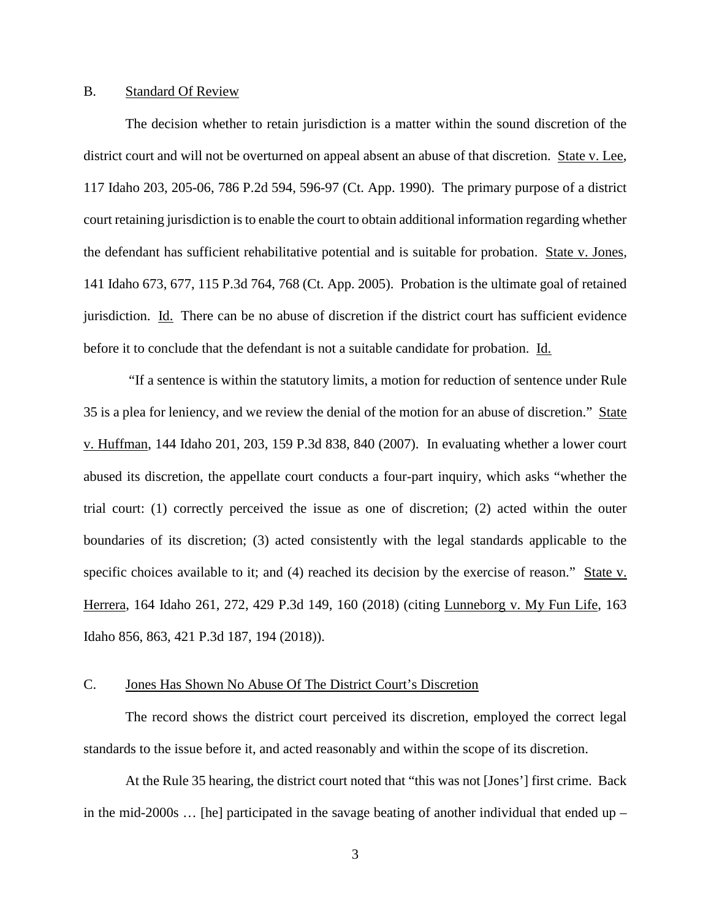### B. Standard Of Review

The decision whether to retain jurisdiction is a matter within the sound discretion of the district court and will not be overturned on appeal absent an abuse of that discretion. State v. Lee, 117 Idaho 203, 205-06, 786 P.2d 594, 596-97 (Ct. App. 1990). The primary purpose of a district court retaining jurisdiction is to enable the court to obtain additional information regarding whether the defendant has sufficient rehabilitative potential and is suitable for probation. State v. Jones, 141 Idaho 673, 677, 115 P.3d 764, 768 (Ct. App. 2005). Probation is the ultimate goal of retained jurisdiction. Id. There can be no abuse of discretion if the district court has sufficient evidence before it to conclude that the defendant is not a suitable candidate for probation. Id.

"If a sentence is within the statutory limits, a motion for reduction of sentence under Rule 35 is a plea for leniency, and we review the denial of the motion for an abuse of discretion." State v. Huffman, 144 Idaho 201, 203, 159 P.3d 838, 840 (2007). In evaluating whether a lower court abused its discretion, the appellate court conducts a four-part inquiry, which asks "whether the trial court: (1) correctly perceived the issue as one of discretion; (2) acted within the outer boundaries of its discretion; (3) acted consistently with the legal standards applicable to the specific choices available to it; and (4) reached its decision by the exercise of reason." State v. Herrera, 164 Idaho 261, 272, 429 P.3d 149, 160 (2018) (citing Lunneborg v. My Fun Life, 163 Idaho 856, 863, 421 P.3d 187, 194 (2018)).

### C. Jones Has Shown No Abuse Of The District Court's Discretion

The record shows the district court perceived its discretion, employed the correct legal standards to the issue before it, and acted reasonably and within the scope of its discretion.

At the Rule 35 hearing, the district court noted that "this was not [Jones'] first crime. Back in the mid-2000s … [he] participated in the savage beating of another individual that ended up –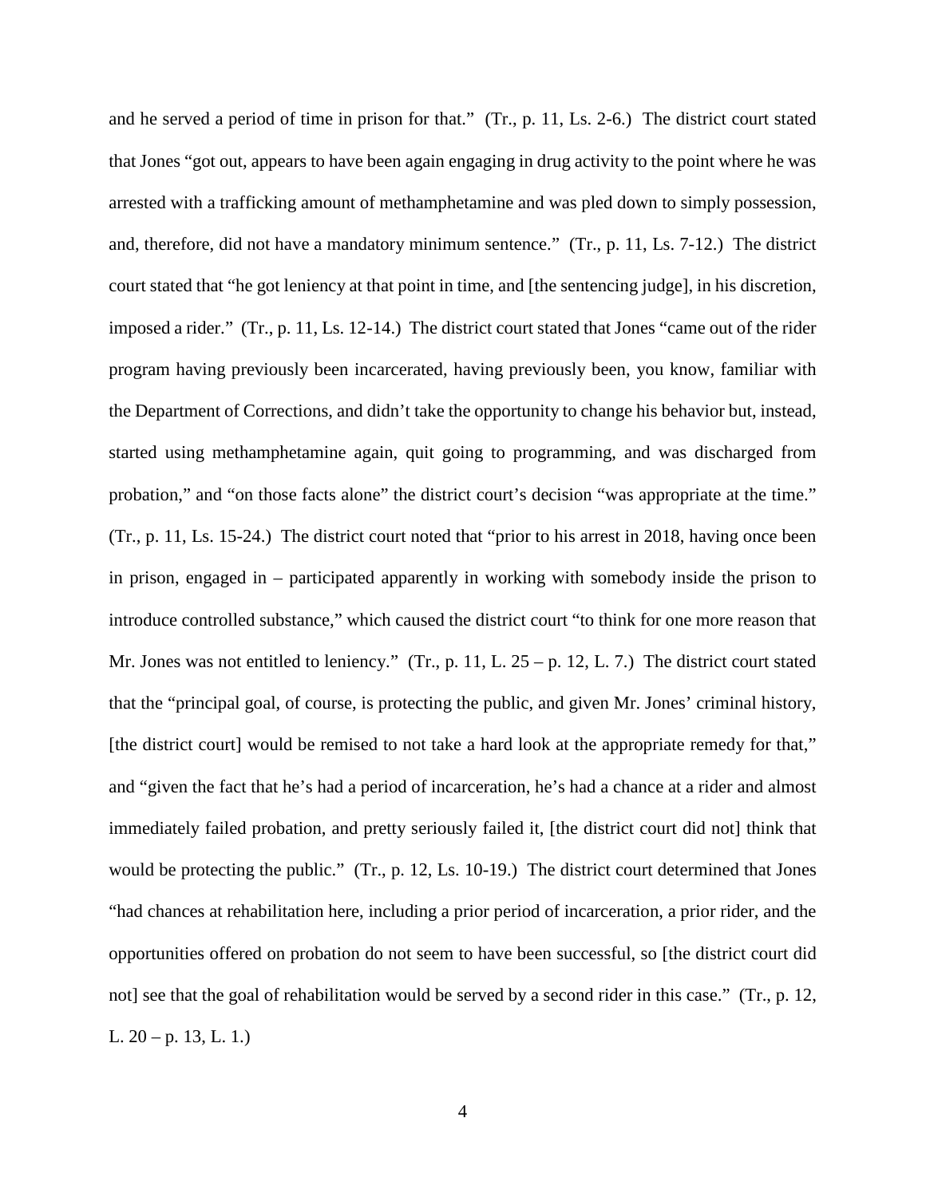and he served a period of time in prison for that." (Tr., p. 11, Ls. 2-6.) The district court stated that Jones "got out, appears to have been again engaging in drug activity to the point where he was arrested with a trafficking amount of methamphetamine and was pled down to simply possession, and, therefore, did not have a mandatory minimum sentence." (Tr., p. 11, Ls. 7-12.) The district court stated that "he got leniency at that point in time, and [the sentencing judge], in his discretion, imposed a rider." (Tr., p. 11, Ls. 12-14.) The district court stated that Jones "came out of the rider program having previously been incarcerated, having previously been, you know, familiar with the Department of Corrections, and didn't take the opportunity to change his behavior but, instead, started using methamphetamine again, quit going to programming, and was discharged from probation," and "on those facts alone" the district court's decision "was appropriate at the time." (Tr., p. 11, Ls. 15-24.) The district court noted that "prior to his arrest in 2018, having once been in prison, engaged in – participated apparently in working with somebody inside the prison to introduce controlled substance," which caused the district court "to think for one more reason that Mr. Jones was not entitled to leniency." (Tr., p. 11, L. 25 – p. 12, L. 7.) The district court stated that the "principal goal, of course, is protecting the public, and given Mr. Jones' criminal history, [the district court] would be remised to not take a hard look at the appropriate remedy for that," and "given the fact that he's had a period of incarceration, he's had a chance at a rider and almost immediately failed probation, and pretty seriously failed it, [the district court did not] think that would be protecting the public." (Tr., p. 12, Ls. 10-19.) The district court determined that Jones "had chances at rehabilitation here, including a prior period of incarceration, a prior rider, and the opportunities offered on probation do not seem to have been successful, so [the district court did not] see that the goal of rehabilitation would be served by a second rider in this case." (Tr., p. 12, L. 20 – p. 13, L. 1.)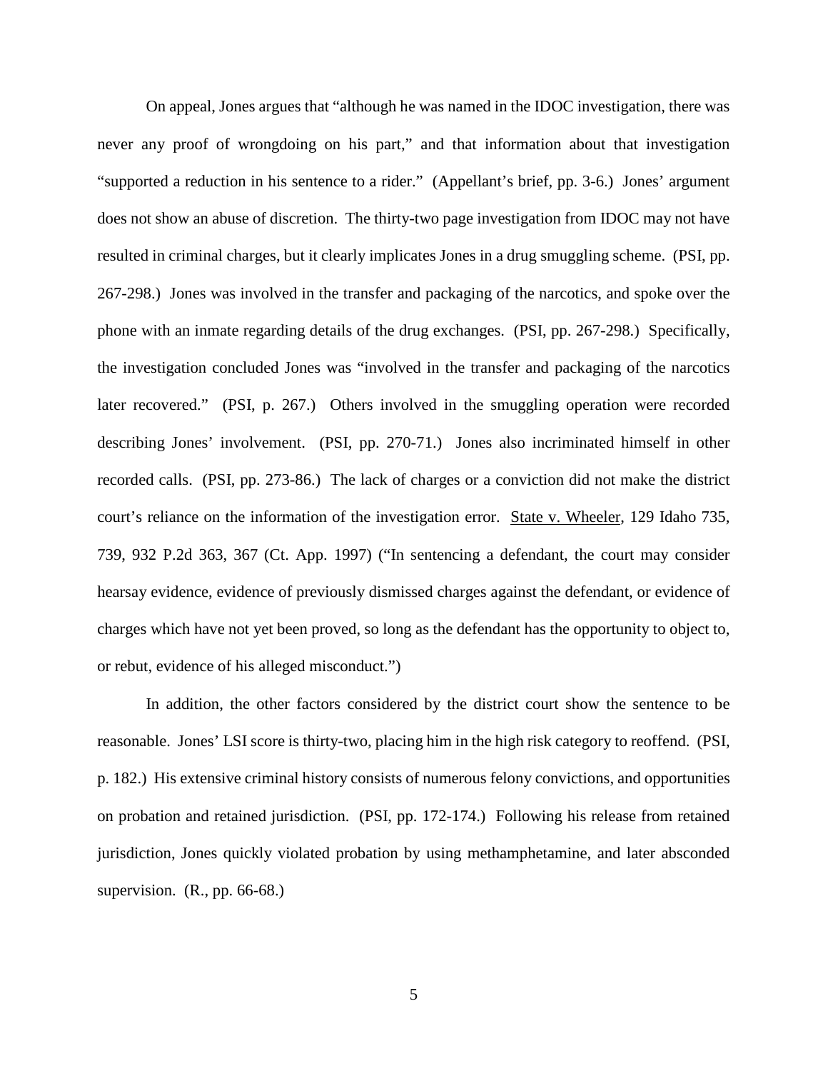On appeal, Jones argues that "although he was named in the IDOC investigation, there was never any proof of wrongdoing on his part," and that information about that investigation "supported a reduction in his sentence to a rider." (Appellant's brief, pp. 3-6.) Jones' argument does not show an abuse of discretion. The thirty-two page investigation from IDOC may not have resulted in criminal charges, but it clearly implicates Jones in a drug smuggling scheme. (PSI, pp. 267-298.) Jones was involved in the transfer and packaging of the narcotics, and spoke over the phone with an inmate regarding details of the drug exchanges. (PSI, pp. 267-298.) Specifically, the investigation concluded Jones was "involved in the transfer and packaging of the narcotics later recovered." (PSI, p. 267.) Others involved in the smuggling operation were recorded describing Jones' involvement. (PSI, pp. 270-71.) Jones also incriminated himself in other recorded calls. (PSI, pp. 273-86.) The lack of charges or a conviction did not make the district court's reliance on the information of the investigation error. State v. Wheeler, 129 Idaho 735, 739, 932 P.2d 363, 367 (Ct. App. 1997) ("In sentencing a defendant, the court may consider hearsay evidence, evidence of previously dismissed charges against the defendant, or evidence of charges which have not yet been proved, so long as the defendant has the opportunity to object to, or rebut, evidence of his alleged misconduct.")

In addition, the other factors considered by the district court show the sentence to be reasonable. Jones' LSI score is thirty-two, placing him in the high risk category to reoffend. (PSI, p. 182.) His extensive criminal history consists of numerous felony convictions, and opportunities on probation and retained jurisdiction. (PSI, pp. 172-174.) Following his release from retained jurisdiction, Jones quickly violated probation by using methamphetamine, and later absconded supervision. (R., pp. 66-68.)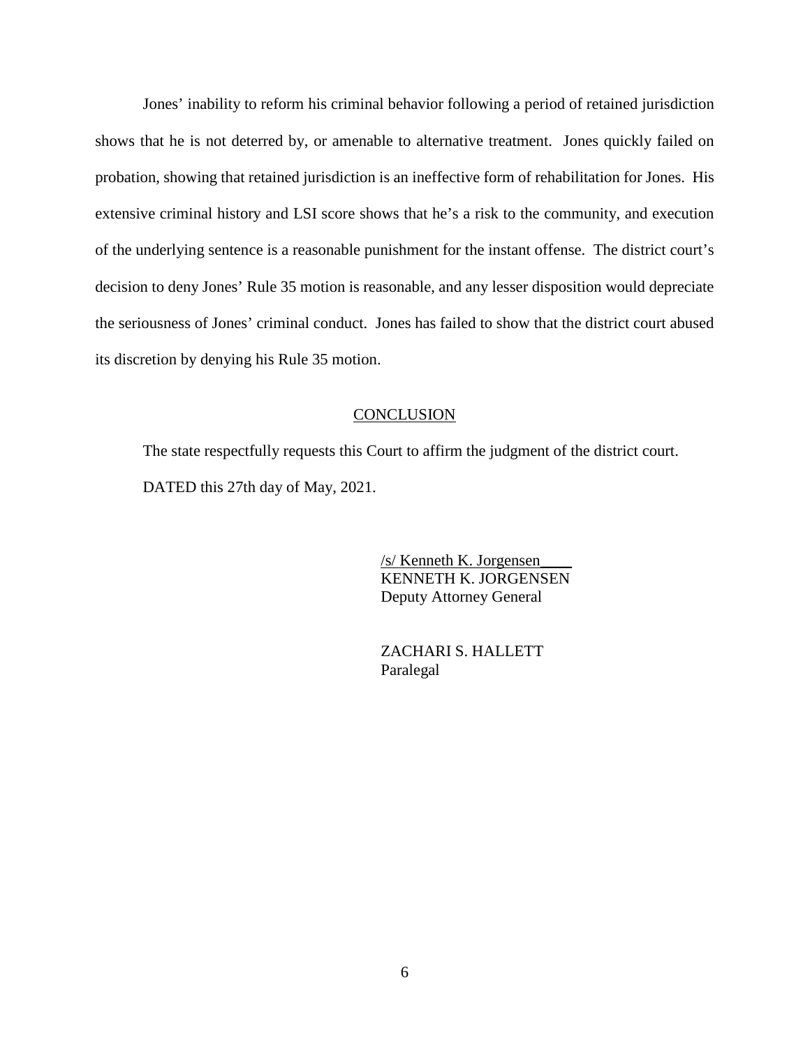Jones' inability to reform his criminal behavior following a period of retained jurisdiction shows that he is not deterred by, or amenable to alternative treatment. Jones quickly failed on probation, showing that retained jurisdiction is an ineffective form of rehabilitation for Jones. His extensive criminal history and LSI score shows that he's a risk to the community, and execution of the underlying sentence is a reasonable punishment for the instant offense. The district court's decision to deny Jones' Rule 35 motion is reasonable, and any lesser disposition would depreciate the seriousness of Jones' criminal conduct. Jones has failed to show that the district court abused its discretion by denying his Rule 35 motion.

## CONCLUSION

The state respectfully requests this Court to affirm the judgment of the district court.

DATED this 27th day of May, 2021.

/s/ Kenneth K. Jorgensen____
KENNETH K. JORGENSEN
Deputy Attorney General

ZACHARI S. HALLETT
Paralegal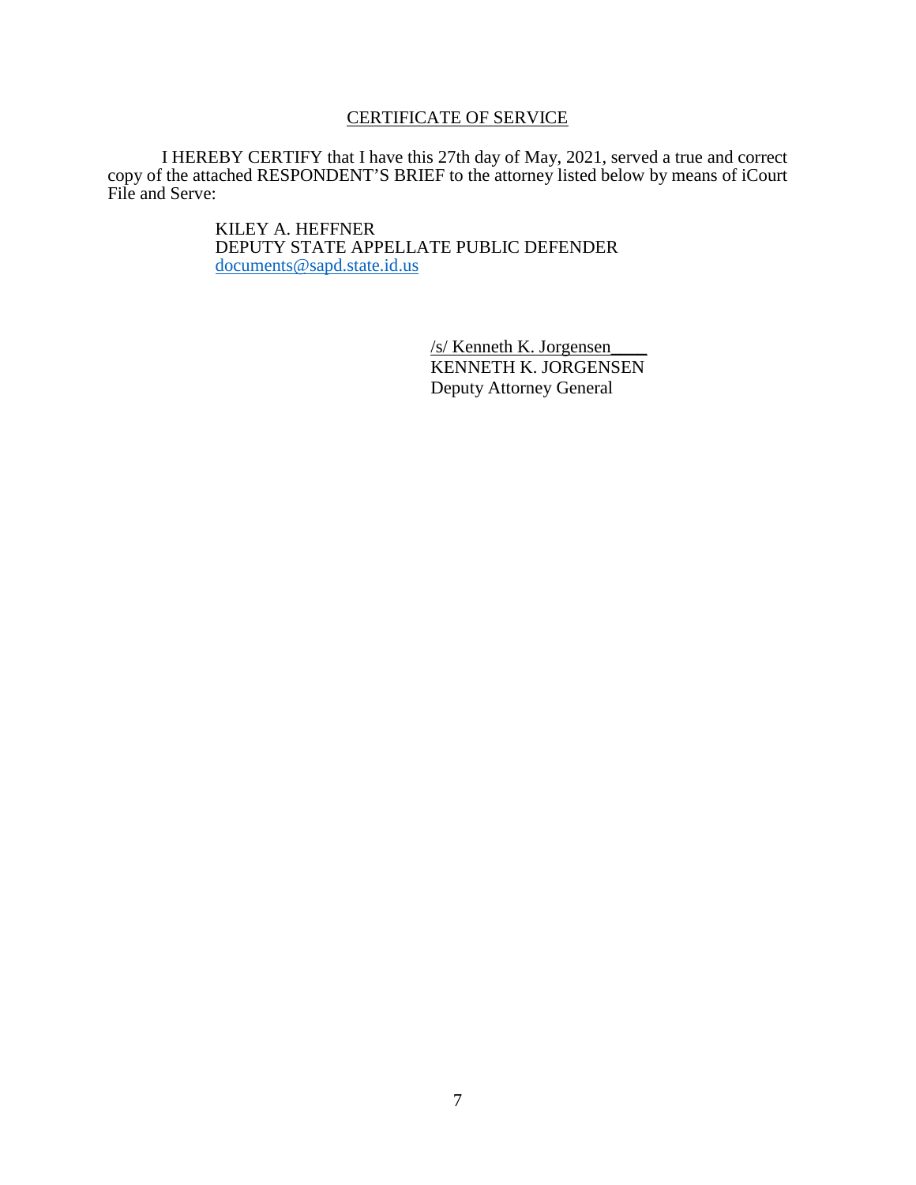## CERTIFICATE OF SERVICE

I HEREBY CERTIFY that I have this 27th day of May, 2021, served a true and correct copy of the attached RESPONDENT'S BRIEF to the attorney listed below by means of iCourt File and Serve:

KILEY A. HEFFNER
DEPUTY STATE APPELLATE PUBLIC DEFENDER
documents@sapd.state.id.us

/s/ Kenneth K. Jorgensen____
KENNETH K. JORGENSEN
Deputy Attorney General